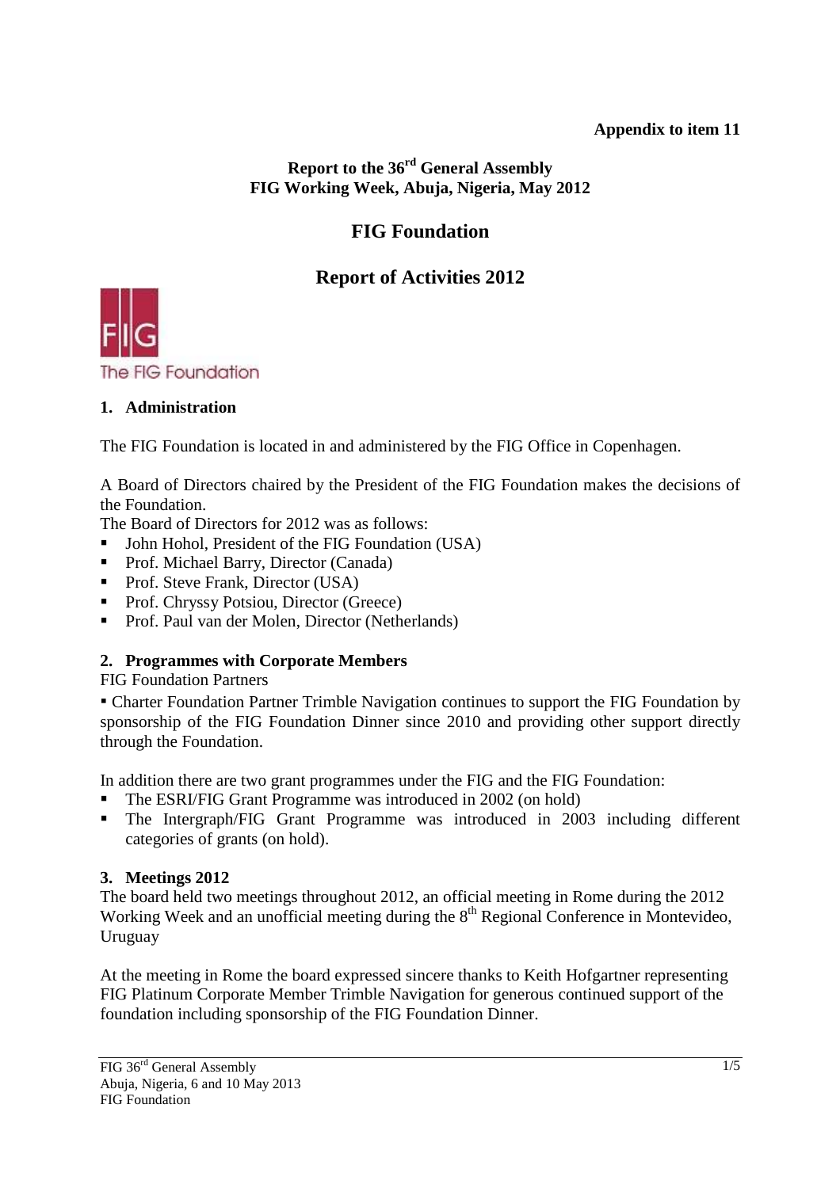**Appendix to item 11**

**Report to the 36[rd] General Assembly**
**FIG Working Week, Abuja, Nigeria, May 2012**

# FIG Foundation

## Report of Activities 2012

The FIG Foundation

### 1. Administration

The FIG Foundation is located in and administered by the FIG Office in Copenhagen.

A Board of Directors chaired by the President of the FIG Foundation makes the decisions of the Foundation.
The Board of Directors for 2012 was as follows:

- John Hohol, President of the FIG Foundation (USA)
- Prof. Michael Barry, Director (Canada)
- Prof. Steve Frank, Director (USA)
- Prof. Chryssy Potsiou, Director (Greece)
- Prof. Paul van der Molen, Director (Netherlands)

### 2. Programmes with Corporate Members

FIG Foundation Partners

- Charter Foundation Partner Trimble Navigation continues to support the FIG Foundation by sponsorship of the FIG Foundation Dinner since 2010 and providing other support directly through the Foundation.

In addition there are two grant programmes under the FIG and the FIG Foundation:

- The ESRI/FIG Grant Programme was introduced in 2002 (on hold)
- The Intergraph/FIG Grant Programme was introduced in 2003 including different categories of grants (on hold).

### 3. Meetings 2012

The board held two meetings throughout 2012, an official meeting in Rome during the 2012 Working Week and an unofficial meeting during the 8[th] Regional Conference in Montevideo, Uruguay

At the meeting in Rome the board expressed sincere thanks to Keith Hofgartner representing FIG Platinum Corporate Member Trimble Navigation for generous continued support of the foundation including sponsorship of the FIG Foundation Dinner.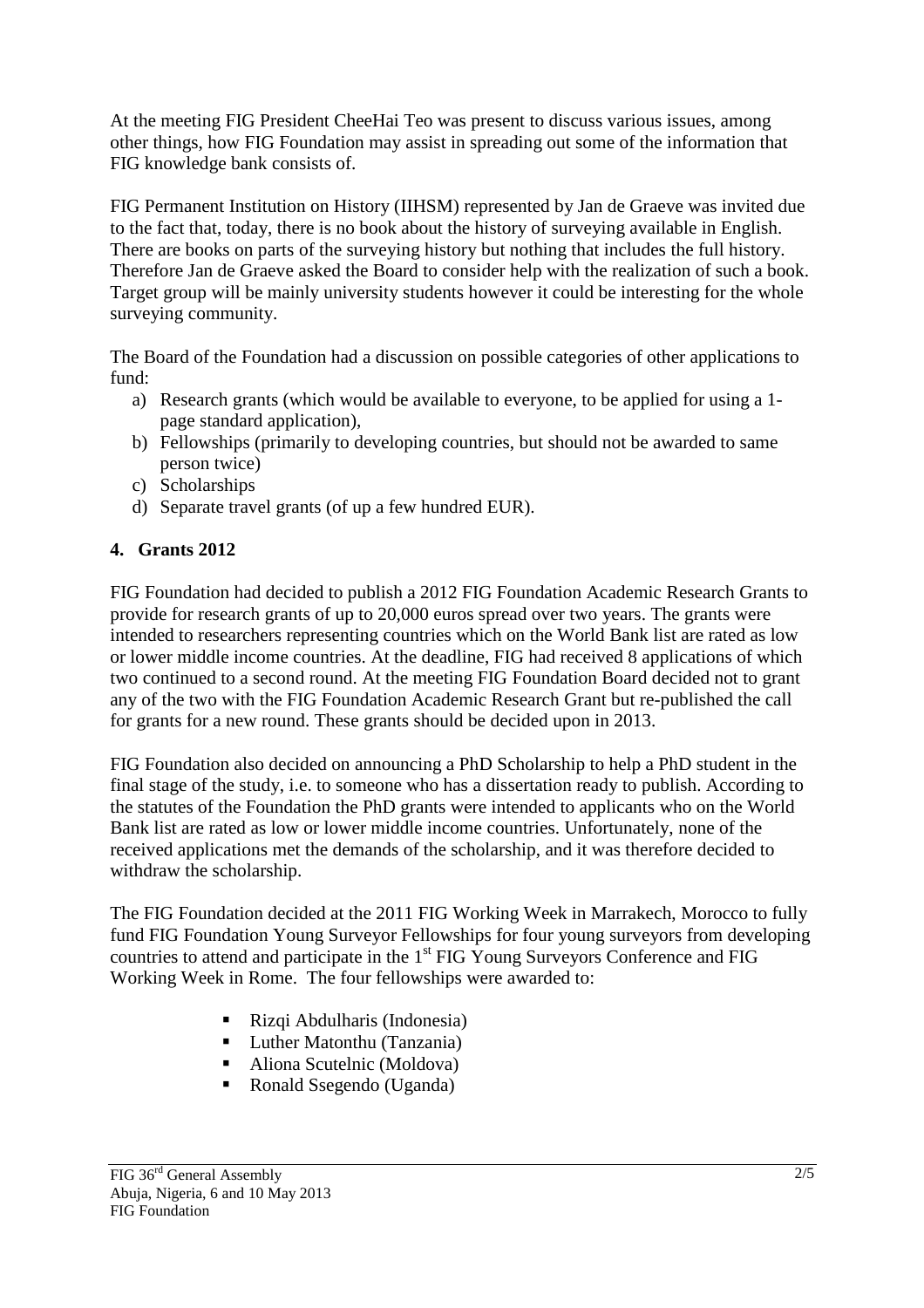At the meeting FIG President CheeHai Teo was present to discuss various issues, among other things, how FIG Foundation may assist in spreading out some of the information that FIG knowledge bank consists of.

FIG Permanent Institution on History (IIHSM) represented by Jan de Graeve was invited due to the fact that, today, there is no book about the history of surveying available in English. There are books on parts of the surveying history but nothing that includes the full history. Therefore Jan de Graeve asked the Board to consider help with the realization of such a book. Target group will be mainly university students however it could be interesting for the whole surveying community.

The Board of the Foundation had a discussion on possible categories of other applications to fund:

a) Research grants (which would be available to everyone, to be applied for using a 1-page standard application),
b) Fellowships (primarily to developing countries, but should not be awarded to same person twice)
c) Scholarships
d) Separate travel grants (of up a few hundred EUR).

## 4. Grants 2012

FIG Foundation had decided to publish a 2012 FIG Foundation Academic Research Grants to provide for research grants of up to 20,000 euros spread over two years. The grants were intended to researchers representing countries which on the World Bank list are rated as low or lower middle income countries. At the deadline, FIG had received 8 applications of which two continued to a second round. At the meeting FIG Foundation Board decided not to grant any of the two with the FIG Foundation Academic Research Grant but re-published the call for grants for a new round. These grants should be decided upon in 2013.

FIG Foundation also decided on announcing a PhD Scholarship to help a PhD student in the final stage of the study, i.e. to someone who has a dissertation ready to publish. According to the statutes of the Foundation the PhD grants were intended to applicants who on the World Bank list are rated as low or lower middle income countries. Unfortunately, none of the received applications met the demands of the scholarship, and it was therefore decided to withdraw the scholarship.

The FIG Foundation decided at the 2011 FIG Working Week in Marrakech, Morocco to fully fund FIG Foundation Young Surveyor Fellowships for four young surveyors from developing countries to attend and participate in the 1st FIG Young Surveyors Conference and FIG Working Week in Rome. The four fellowships were awarded to:

- Rizqi Abdulharis (Indonesia)
- Luther Matonthu (Tanzania)
- Aliona Scutelnic (Moldova)
- Ronald Ssegendo (Uganda)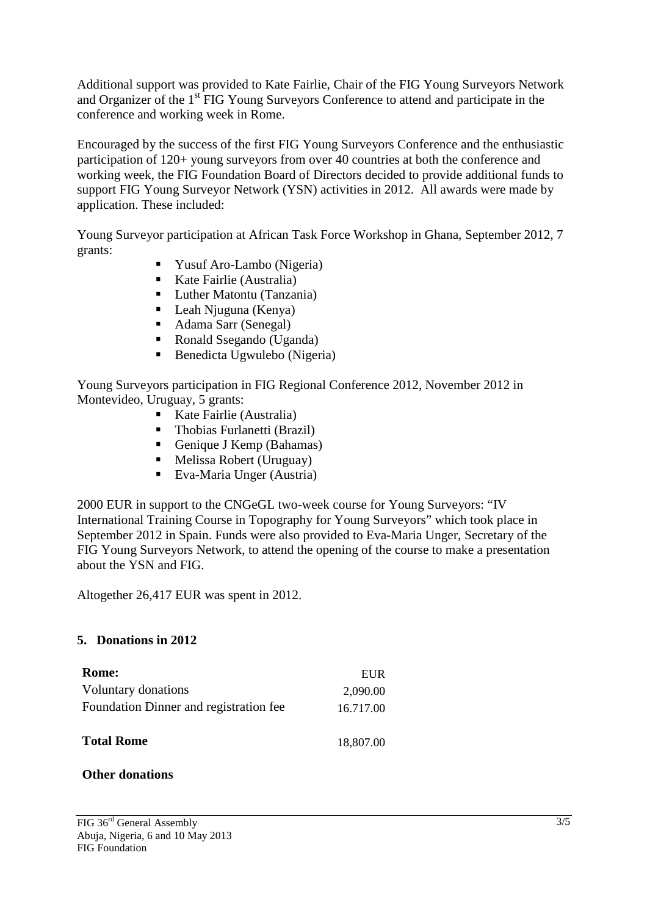Additional support was provided to Kate Fairlie, Chair of the FIG Young Surveyors Network and Organizer of the 1st FIG Young Surveyors Conference to attend and participate in the conference and working week in Rome.

Encouraged by the success of the first FIG Young Surveyors Conference and the enthusiastic participation of 120+ young surveyors from over 40 countries at both the conference and working week, the FIG Foundation Board of Directors decided to provide additional funds to support FIG Young Surveyor Network (YSN) activities in 2012. All awards were made by application. These included:

Young Surveyor participation at African Task Force Workshop in Ghana, September 2012, 7 grants:

- Yusuf Aro-Lambo (Nigeria)
- Kate Fairlie (Australia)
- Luther Matontu (Tanzania)
- Leah Njuguna (Kenya)
- Adama Sarr (Senegal)
- Ronald Ssegando (Uganda)
- Benedicta Ugwulebo (Nigeria)

Young Surveyors participation in FIG Regional Conference 2012, November 2012 in Montevideo, Uruguay, 5 grants:

- Kate Fairlie (Australia)
- Thobias Furlanetti (Brazil)
- Genique J Kemp (Bahamas)
- Melissa Robert (Uruguay)
- Eva-Maria Unger (Austria)

2000 EUR in support to the CNGeGL two-week course for Young Surveyors: "IV International Training Course in Topography for Young Surveyors" which took place in September 2012 in Spain. Funds were also provided to Eva-Maria Unger, Secretary of the FIG Young Surveyors Network, to attend the opening of the course to make a presentation about the YSN and FIG.

Altogether 26,417 EUR was spent in 2012.

## 5. Donations in 2012

| **Rome:** | EUR |
|---|---|
| Voluntary donations | 2,090.00 |
| Foundation Dinner and registration fee | 16.717.00 |
| **Total Rome** | 18,807.00 |

**Other donations**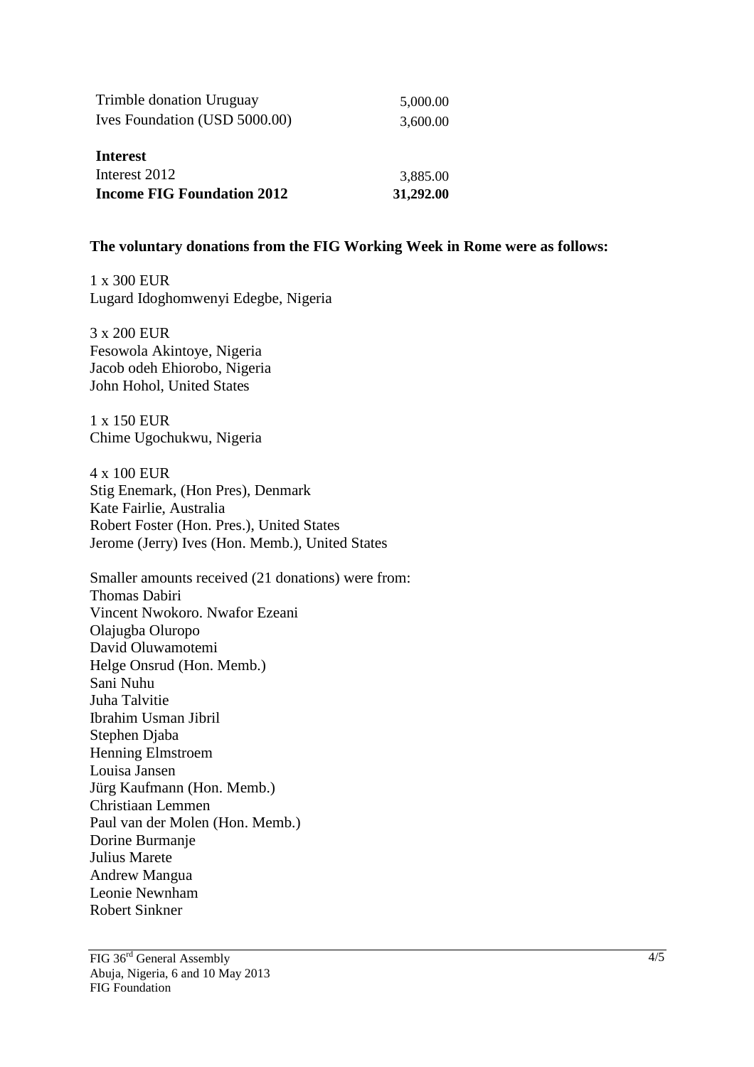| | |
|---|---|
| Trimble donation Uruguay | 5,000.00 |
| Ives Foundation (USD 5000.00) | 3,600.00 |
| **Interest** | |
| Interest 2012 | 3,885.00 |
| **Income FIG Foundation 2012** | **31,292.00** |

**The voluntary donations from the FIG Working Week in Rome were as follows:**

1 x 300 EUR
Lugard Idoghomwenyi Edegbe, Nigeria

3 x 200 EUR
Fesowola Akintoye, Nigeria
Jacob odeh Ehiorobo, Nigeria
John Hohol, United States

1 x 150 EUR
Chime Ugochukwu, Nigeria

4 x 100 EUR
Stig Enemark, (Hon Pres), Denmark
Kate Fairlie, Australia
Robert Foster (Hon. Pres.), United States
Jerome (Jerry) Ives (Hon. Memb.), United States

Smaller amounts received (21 donations) were from:
Thomas Dabiri
Vincent Nwokoro. Nwafor Ezeani
Olajugba Oluropo
David Oluwamotemi
Helge Onsrud (Hon. Memb.)
Sani Nuhu
Juha Talvitie
Ibrahim Usman Jibril
Stephen Djaba
Henning Elmstroem
Louisa Jansen
Jürg Kaufmann (Hon. Memb.)
Christiaan Lemmen
Paul van der Molen (Hon. Memb.)
Dorine Burmanje
Julius Marete
Andrew Mangua
Leonie Newnham
Robert Sinkner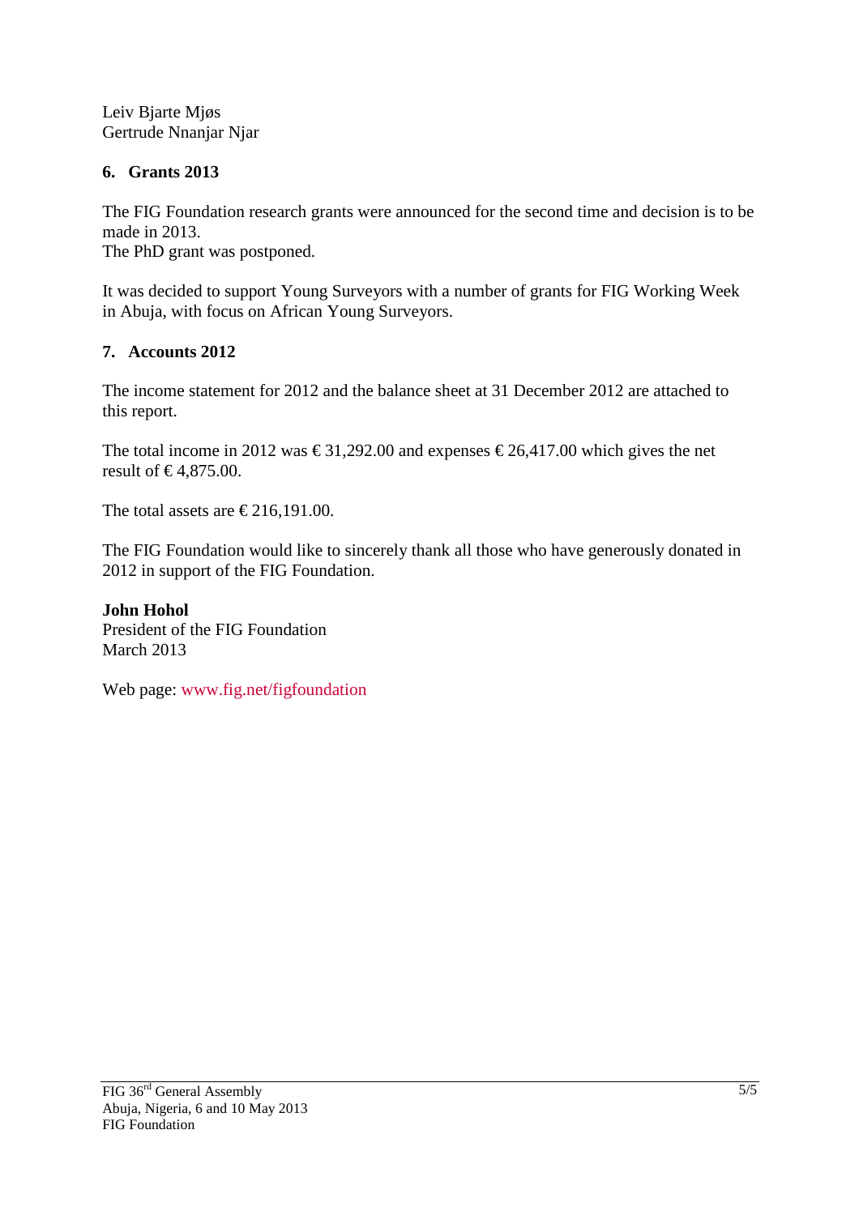Leiv Bjarte Mjøs
Gertrude Nnanjar Njar

## 6. Grants 2013

The FIG Foundation research grants were announced for the second time and decision is to be made in 2013.
The PhD grant was postponed.

It was decided to support Young Surveyors with a number of grants for FIG Working Week in Abuja, with focus on African Young Surveyors.

## 7. Accounts 2012

The income statement for 2012 and the balance sheet at 31 December 2012 are attached to this report.

The total income in 2012 was € 31,292.00 and expenses € 26,417.00 which gives the net result of € 4,875.00.

The total assets are € 216,191.00.

The FIG Foundation would like to sincerely thank all those who have generously donated in 2012 in support of the FIG Foundation.

**John Hohol**
President of the FIG Foundation
March 2013

Web page: www.fig.net/figfoundation